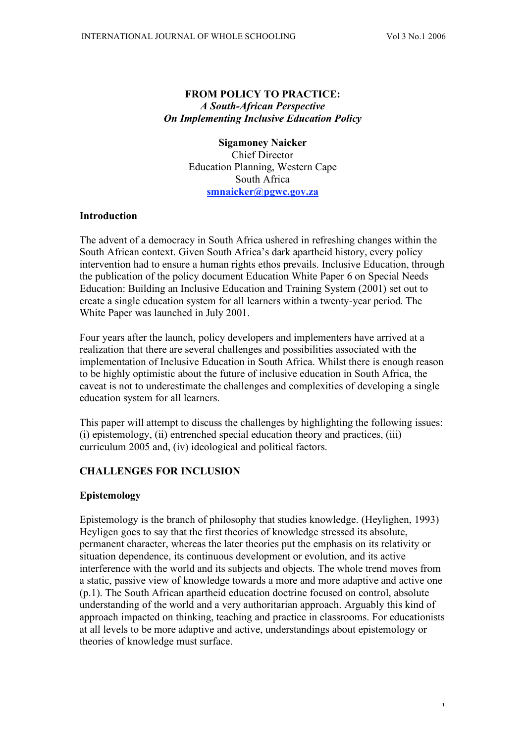# FROM POLICY TO PRACTICE:
## *A South-African Perspective On Implementing Inclusive Education Policy*

**Sigamoney Naicker**
Chief Director
Education Planning, Western Cape
South Africa
smnaicker@pgwc.gov.za

### Introduction

The advent of a democracy in South Africa ushered in refreshing changes within the South African context. Given South Africa's dark apartheid history, every policy intervention had to ensure a human rights ethos prevails. Inclusive Education, through the publication of the policy document Education White Paper 6 on Special Needs Education: Building an Inclusive Education and Training System (2001) set out to create a single education system for all learners within a twenty-year period. The White Paper was launched in July 2001.

Four years after the launch, policy developers and implementers have arrived at a realization that there are several challenges and possibilities associated with the implementation of Inclusive Education in South Africa. Whilst there is enough reason to be highly optimistic about the future of inclusive education in South Africa, the caveat is not to underestimate the challenges and complexities of developing a single education system for all learners.

This paper will attempt to discuss the challenges by highlighting the following issues: (i) epistemology, (ii) entrenched special education theory and practices, (iii) curriculum 2005 and, (iv) ideological and political factors.

### CHALLENGES FOR INCLUSION

### Epistemology

Epistemology is the branch of philosophy that studies knowledge. (Heylighen, 1993) Heyligen goes to say that the first theories of knowledge stressed its absolute, permanent character, whereas the later theories put the emphasis on its relativity or situation dependence, its continuous development or evolution, and its active interference with the world and its subjects and objects. The whole trend moves from a static, passive view of knowledge towards a more and more adaptive and active one (p.1). The South African apartheid education doctrine focused on control, absolute understanding of the world and a very authoritarian approach. Arguably this kind of approach impacted on thinking, teaching and practice in classrooms. For educationists at all levels to be more adaptive and active, understandings about epistemology or theories of knowledge must surface.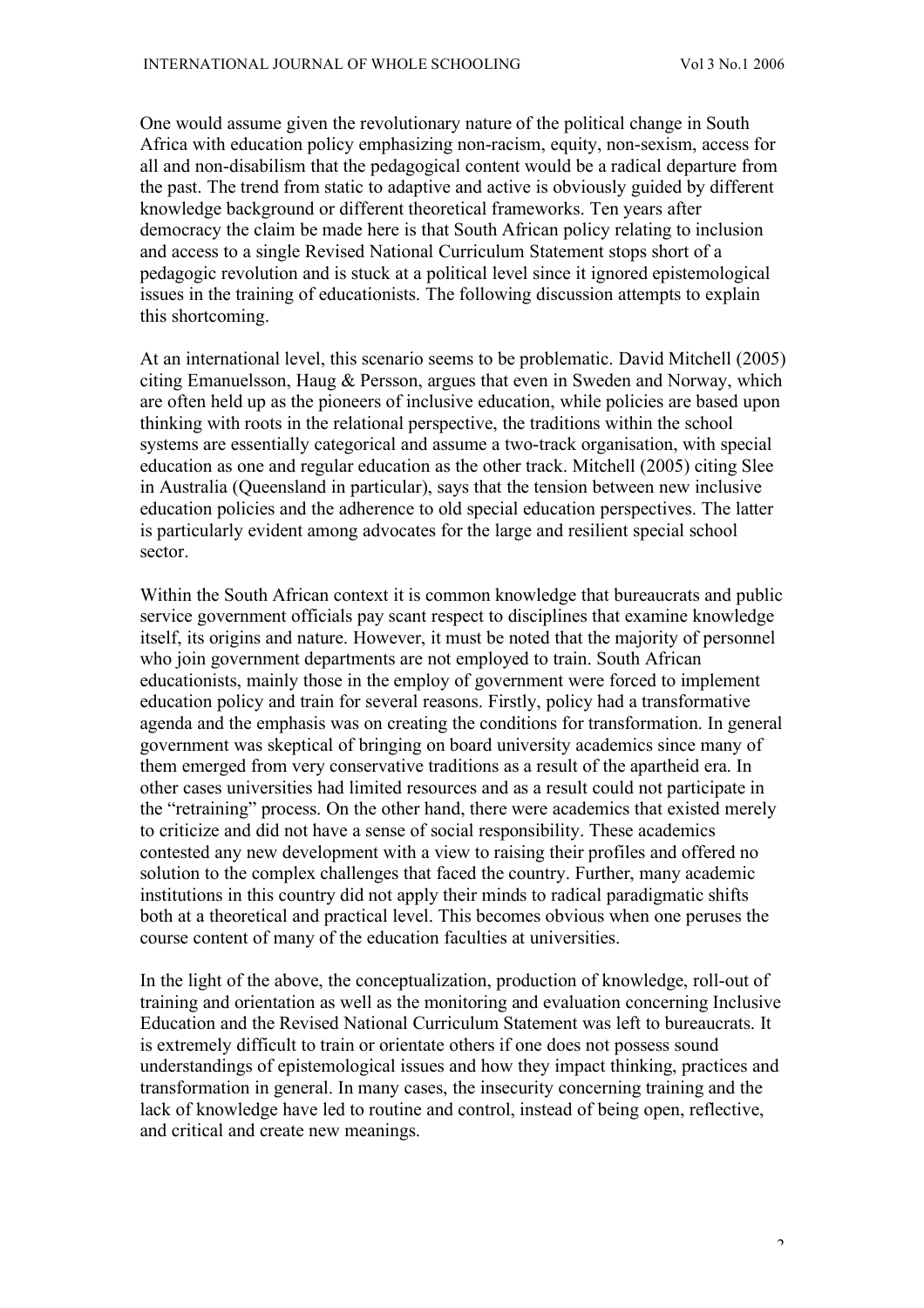One would assume given the revolutionary nature of the political change in South Africa with education policy emphasizing non-racism, equity, non-sexism, access for all and non-disabilism that the pedagogical content would be a radical departure from the past. The trend from static to adaptive and active is obviously guided by different knowledge background or different theoretical frameworks. Ten years after democracy the claim be made here is that South African policy relating to inclusion and access to a single Revised National Curriculum Statement stops short of a pedagogic revolution and is stuck at a political level since it ignored epistemological issues in the training of educationists. The following discussion attempts to explain this shortcoming.

At an international level, this scenario seems to be problematic. David Mitchell (2005) citing Emanuelsson, Haug & Persson, argues that even in Sweden and Norway, which are often held up as the pioneers of inclusive education, while policies are based upon thinking with roots in the relational perspective, the traditions within the school systems are essentially categorical and assume a two-track organisation, with special education as one and regular education as the other track. Mitchell (2005) citing Slee in Australia (Queensland in particular), says that the tension between new inclusive education policies and the adherence to old special education perspectives. The latter is particularly evident among advocates for the large and resilient special school sector.

Within the South African context it is common knowledge that bureaucrats and public service government officials pay scant respect to disciplines that examine knowledge itself, its origins and nature. However, it must be noted that the majority of personnel who join government departments are not employed to train. South African educationists, mainly those in the employ of government were forced to implement education policy and train for several reasons. Firstly, policy had a transformative agenda and the emphasis was on creating the conditions for transformation. In general government was skeptical of bringing on board university academics since many of them emerged from very conservative traditions as a result of the apartheid era. In other cases universities had limited resources and as a result could not participate in the "retraining" process. On the other hand, there were academics that existed merely to criticize and did not have a sense of social responsibility. These academics contested any new development with a view to raising their profiles and offered no solution to the complex challenges that faced the country. Further, many academic institutions in this country did not apply their minds to radical paradigmatic shifts both at a theoretical and practical level. This becomes obvious when one peruses the course content of many of the education faculties at universities.

In the light of the above, the conceptualization, production of knowledge, roll-out of training and orientation as well as the monitoring and evaluation concerning Inclusive Education and the Revised National Curriculum Statement was left to bureaucrats. It is extremely difficult to train or orientate others if one does not possess sound understandings of epistemological issues and how they impact thinking, practices and transformation in general. In many cases, the insecurity concerning training and the lack of knowledge have led to routine and control, instead of being open, reflective, and critical and create new meanings.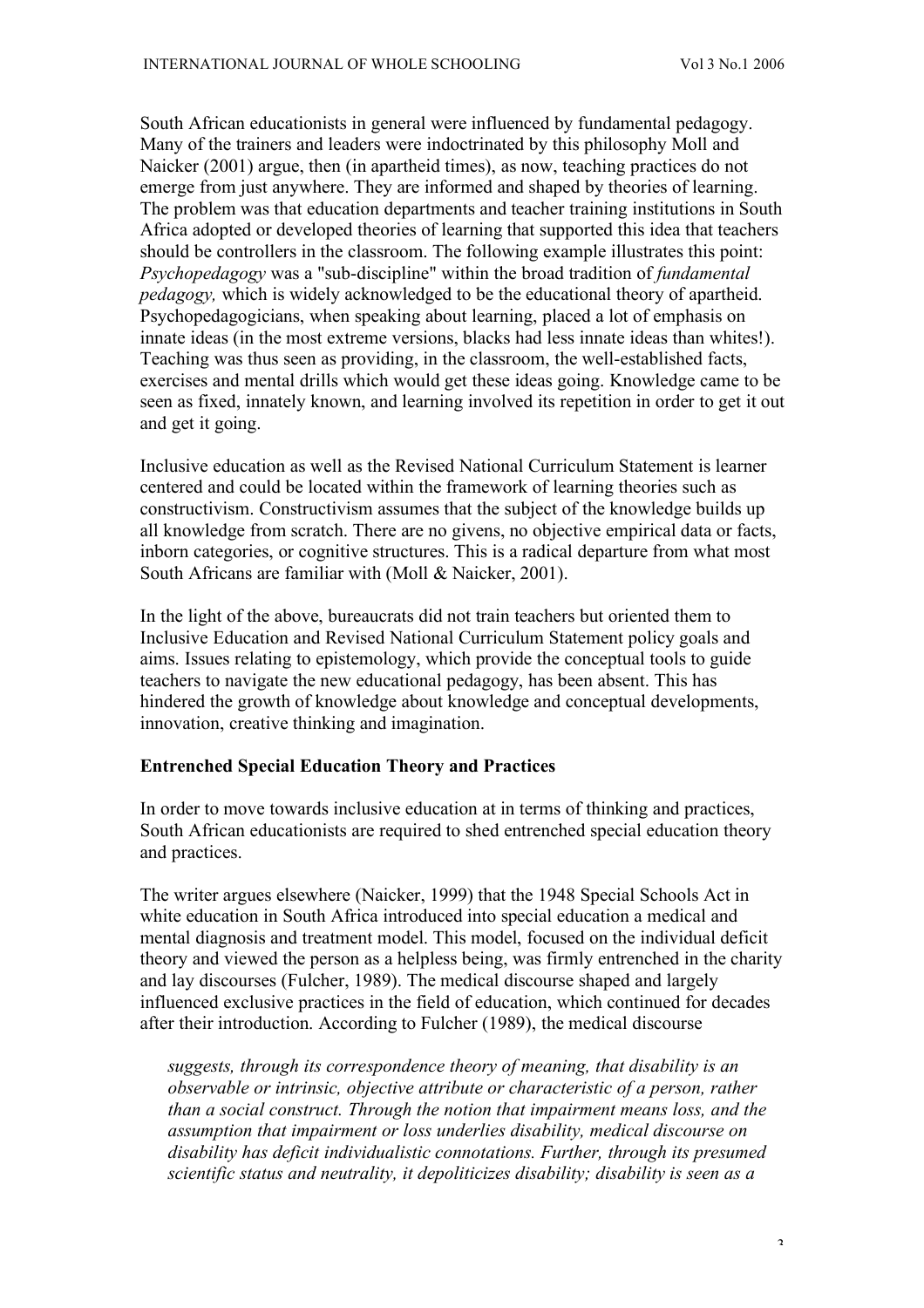South African educationists in general were influenced by fundamental pedagogy. Many of the trainers and leaders were indoctrinated by this philosophy Moll and Naicker (2001) argue, then (in apartheid times), as now, teaching practices do not emerge from just anywhere. They are informed and shaped by theories of learning. The problem was that education departments and teacher training institutions in South Africa adopted or developed theories of learning that supported this idea that teachers should be controllers in the classroom. The following example illustrates this point: *Psychopedagogy* was a "sub-discipline" within the broad tradition of *fundamental pedagogy,* which is widely acknowledged to be the educational theory of apartheid. Psychopedagogicians, when speaking about learning, placed a lot of emphasis on innate ideas (in the most extreme versions, blacks had less innate ideas than whites!). Teaching was thus seen as providing, in the classroom, the well-established facts, exercises and mental drills which would get these ideas going. Knowledge came to be seen as fixed, innately known, and learning involved its repetition in order to get it out and get it going.

Inclusive education as well as the Revised National Curriculum Statement is learner centered and could be located within the framework of learning theories such as constructivism. Constructivism assumes that the subject of the knowledge builds up all knowledge from scratch. There are no givens, no objective empirical data or facts, inborn categories, or cognitive structures. This is a radical departure from what most South Africans are familiar with (Moll & Naicker, 2001).

In the light of the above, bureaucrats did not train teachers but oriented them to Inclusive Education and Revised National Curriculum Statement policy goals and aims. Issues relating to epistemology, which provide the conceptual tools to guide teachers to navigate the new educational pedagogy, has been absent. This has hindered the growth of knowledge about knowledge and conceptual developments, innovation, creative thinking and imagination.

**Entrenched Special Education Theory and Practices**

In order to move towards inclusive education at in terms of thinking and practices, South African educationists are required to shed entrenched special education theory and practices.

The writer argues elsewhere (Naicker, 1999) that the 1948 Special Schools Act in white education in South Africa introduced into special education a medical and mental diagnosis and treatment model. This model, focused on the individual deficit theory and viewed the person as a helpless being, was firmly entrenched in the charity and lay discourses (Fulcher, 1989). The medical discourse shaped and largely influenced exclusive practices in the field of education, which continued for decades after their introduction. According to Fulcher (1989), the medical discourse

> *suggests, through its correspondence theory of meaning, that disability is an observable or intrinsic, objective attribute or characteristic of a person, rather than a social construct. Through the notion that impairment means loss, and the assumption that impairment or loss underlies disability, medical discourse on disability has deficit individualistic connotations. Further, through its presumed scientific status and neutrality, it depoliticizes disability; disability is seen as a*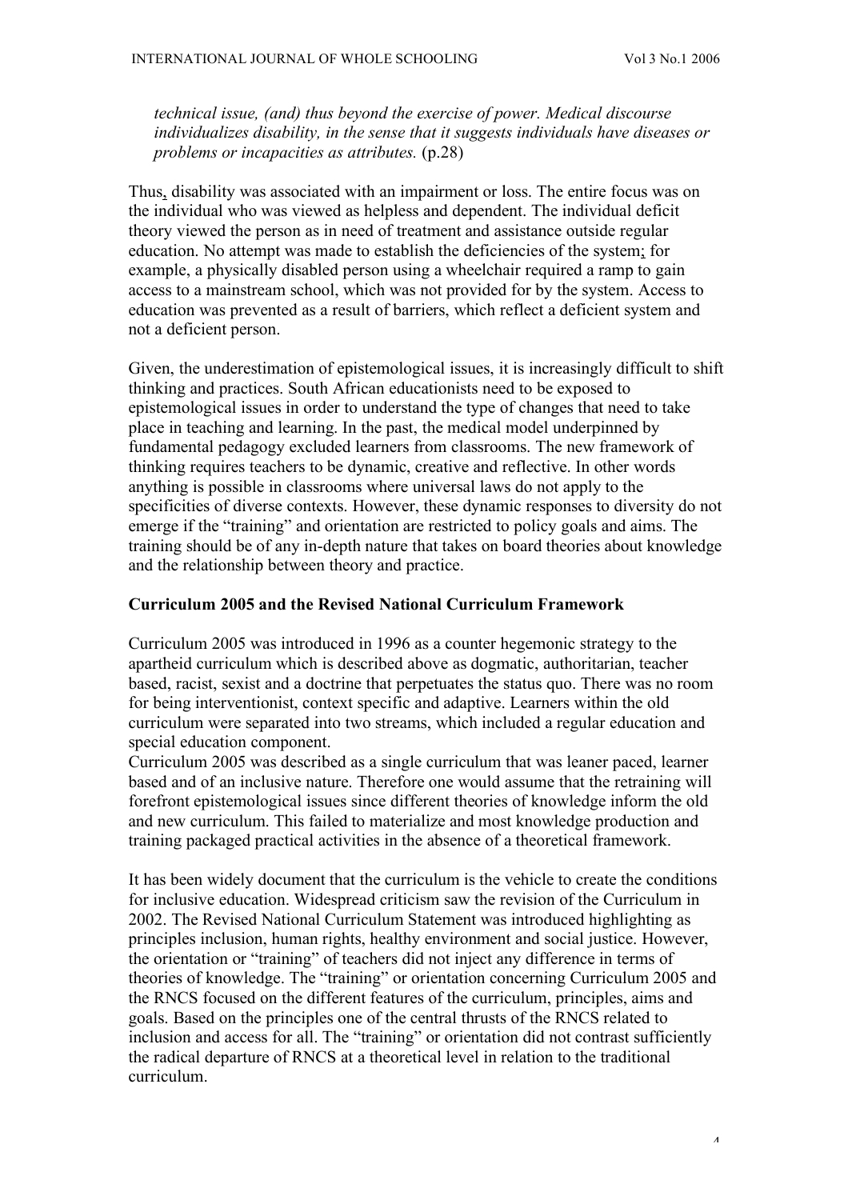*technical issue, (and) thus beyond the exercise of power. Medical discourse individualizes disability, in the sense that it suggests individuals have diseases or problems or incapacities as attributes.* (p.28)

Thus, disability was associated with an impairment or loss. The entire focus was on the individual who was viewed as helpless and dependent. The individual deficit theory viewed the person as in need of treatment and assistance outside regular education. No attempt was made to establish the deficiencies of the system; for example, a physically disabled person using a wheelchair required a ramp to gain access to a mainstream school, which was not provided for by the system. Access to education was prevented as a result of barriers, which reflect a deficient system and not a deficient person.

Given, the underestimation of epistemological issues, it is increasingly difficult to shift thinking and practices. South African educationists need to be exposed to epistemological issues in order to understand the type of changes that need to take place in teaching and learning. In the past, the medical model underpinned by fundamental pedagogy excluded learners from classrooms. The new framework of thinking requires teachers to be dynamic, creative and reflective. In other words anything is possible in classrooms where universal laws do not apply to the specificities of diverse contexts. However, these dynamic responses to diversity do not emerge if the "training" and orientation are restricted to policy goals and aims. The training should be of any in-depth nature that takes on board theories about knowledge and the relationship between theory and practice.

**Curriculum 2005 and the Revised National Curriculum Framework**

Curriculum 2005 was introduced in 1996 as a counter hegemonic strategy to the apartheid curriculum which is described above as dogmatic, authoritarian, teacher based, racist, sexist and a doctrine that perpetuates the status quo. There was no room for being interventionist, context specific and adaptive. Learners within the old curriculum were separated into two streams, which included a regular education and special education component.

Curriculum 2005 was described as a single curriculum that was leaner paced, learner based and of an inclusive nature. Therefore one would assume that the retraining will forefront epistemological issues since different theories of knowledge inform the old and new curriculum. This failed to materialize and most knowledge production and training packaged practical activities in the absence of a theoretical framework.

It has been widely document that the curriculum is the vehicle to create the conditions for inclusive education. Widespread criticism saw the revision of the Curriculum in 2002. The Revised National Curriculum Statement was introduced highlighting as principles inclusion, human rights, healthy environment and social justice. However, the orientation or "training" of teachers did not inject any difference in terms of theories of knowledge. The "training" or orientation concerning Curriculum 2005 and the RNCS focused on the different features of the curriculum, principles, aims and goals. Based on the principles one of the central thrusts of the RNCS related to inclusion and access for all. The "training" or orientation did not contrast sufficiently the radical departure of RNCS at a theoretical level in relation to the traditional curriculum.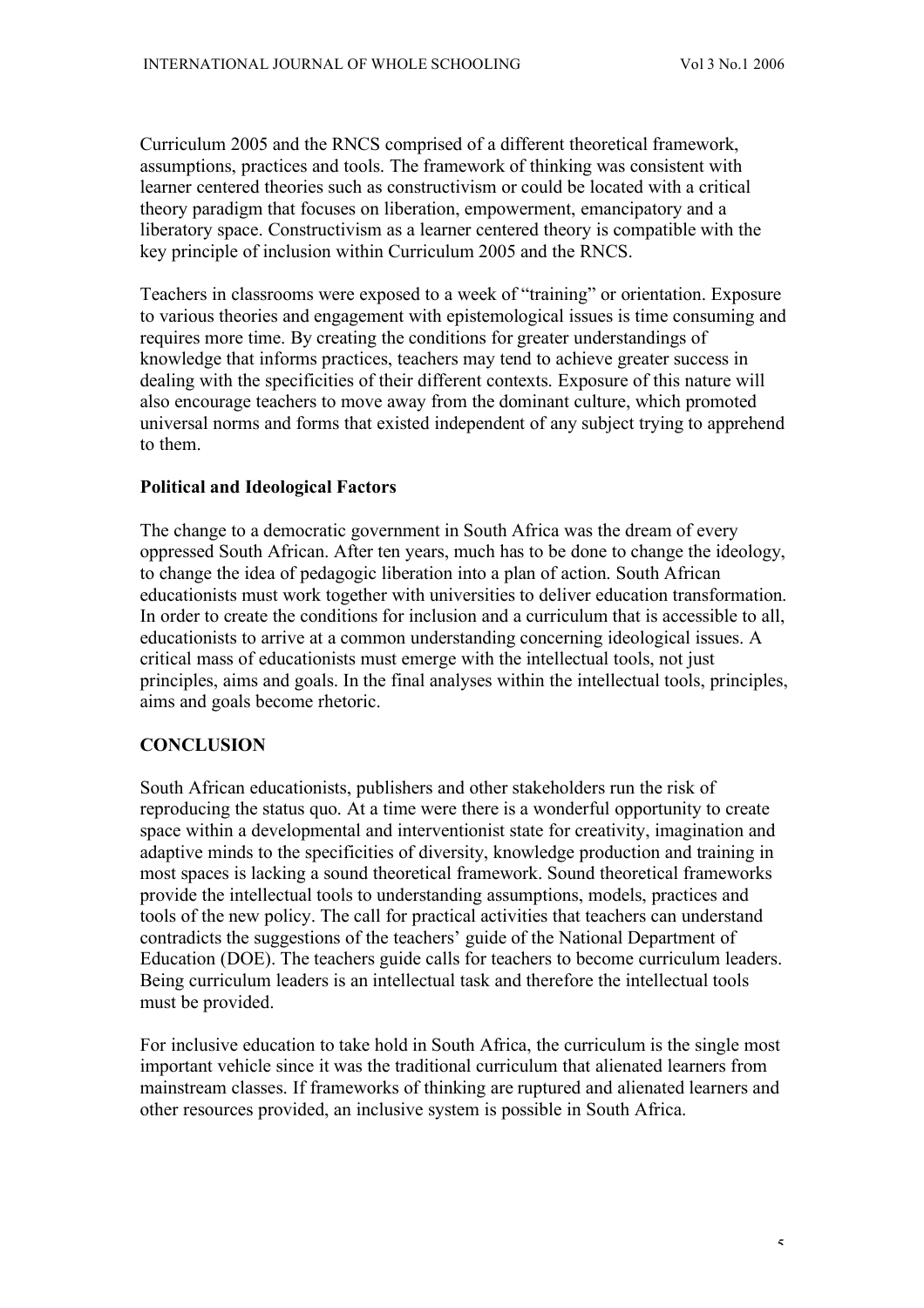Curriculum 2005 and the RNCS comprised of a different theoretical framework, assumptions, practices and tools. The framework of thinking was consistent with learner centered theories such as constructivism or could be located with a critical theory paradigm that focuses on liberation, empowerment, emancipatory and a liberatory space. Constructivism as a learner centered theory is compatible with the key principle of inclusion within Curriculum 2005 and the RNCS.

Teachers in classrooms were exposed to a week of "training" or orientation. Exposure to various theories and engagement with epistemological issues is time consuming and requires more time. By creating the conditions for greater understandings of knowledge that informs practices, teachers may tend to achieve greater success in dealing with the specificities of their different contexts. Exposure of this nature will also encourage teachers to move away from the dominant culture, which promoted universal norms and forms that existed independent of any subject trying to apprehend to them.

### Political and Ideological Factors

The change to a democratic government in South Africa was the dream of every oppressed South African. After ten years, much has to be done to change the ideology, to change the idea of pedagogic liberation into a plan of action. South African educationists must work together with universities to deliver education transformation. In order to create the conditions for inclusion and a curriculum that is accessible to all, educationists to arrive at a common understanding concerning ideological issues. A critical mass of educationists must emerge with the intellectual tools, not just principles, aims and goals. In the final analyses within the intellectual tools, principles, aims and goals become rhetoric.

## CONCLUSION

South African educationists, publishers and other stakeholders run the risk of reproducing the status quo. At a time were there is a wonderful opportunity to create space within a developmental and interventionist state for creativity, imagination and adaptive minds to the specificities of diversity, knowledge production and training in most spaces is lacking a sound theoretical framework. Sound theoretical frameworks provide the intellectual tools to understanding assumptions, models, practices and tools of the new policy. The call for practical activities that teachers can understand contradicts the suggestions of the teachers' guide of the National Department of Education (DOE). The teachers guide calls for teachers to become curriculum leaders. Being curriculum leaders is an intellectual task and therefore the intellectual tools must be provided.

For inclusive education to take hold in South Africa, the curriculum is the single most important vehicle since it was the traditional curriculum that alienated learners from mainstream classes. If frameworks of thinking are ruptured and alienated learners and other resources provided, an inclusive system is possible in South Africa.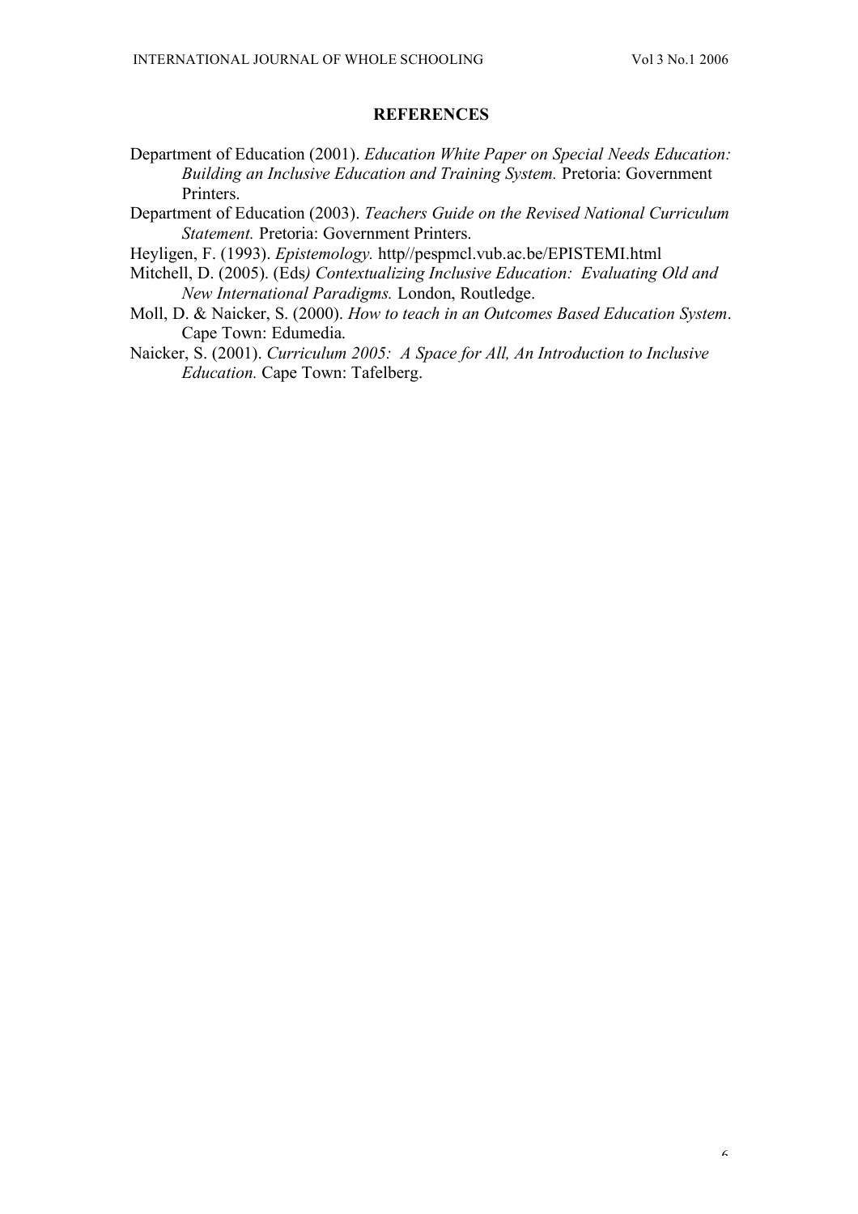## REFERENCES

Department of Education (2001). *Education White Paper on Special Needs Education: Building an Inclusive Education and Training System.* Pretoria: Government Printers.

Department of Education (2003). *Teachers Guide on the Revised National Curriculum Statement.* Pretoria: Government Printers.

Heyligen, F. (1993). *Epistemology.* http//pespmcl.vub.ac.be/EPISTEMI.html

Mitchell, D. (2005). (Eds*) Contextualizing Inclusive Education: Evaluating Old and New International Paradigms.* London, Routledge.

Moll, D. & Naicker, S. (2000). *How to teach in an Outcomes Based Education System*. Cape Town: Edumedia.

Naicker, S. (2001). *Curriculum 2005: A Space for All, An Introduction to Inclusive Education.* Cape Town: Tafelberg.